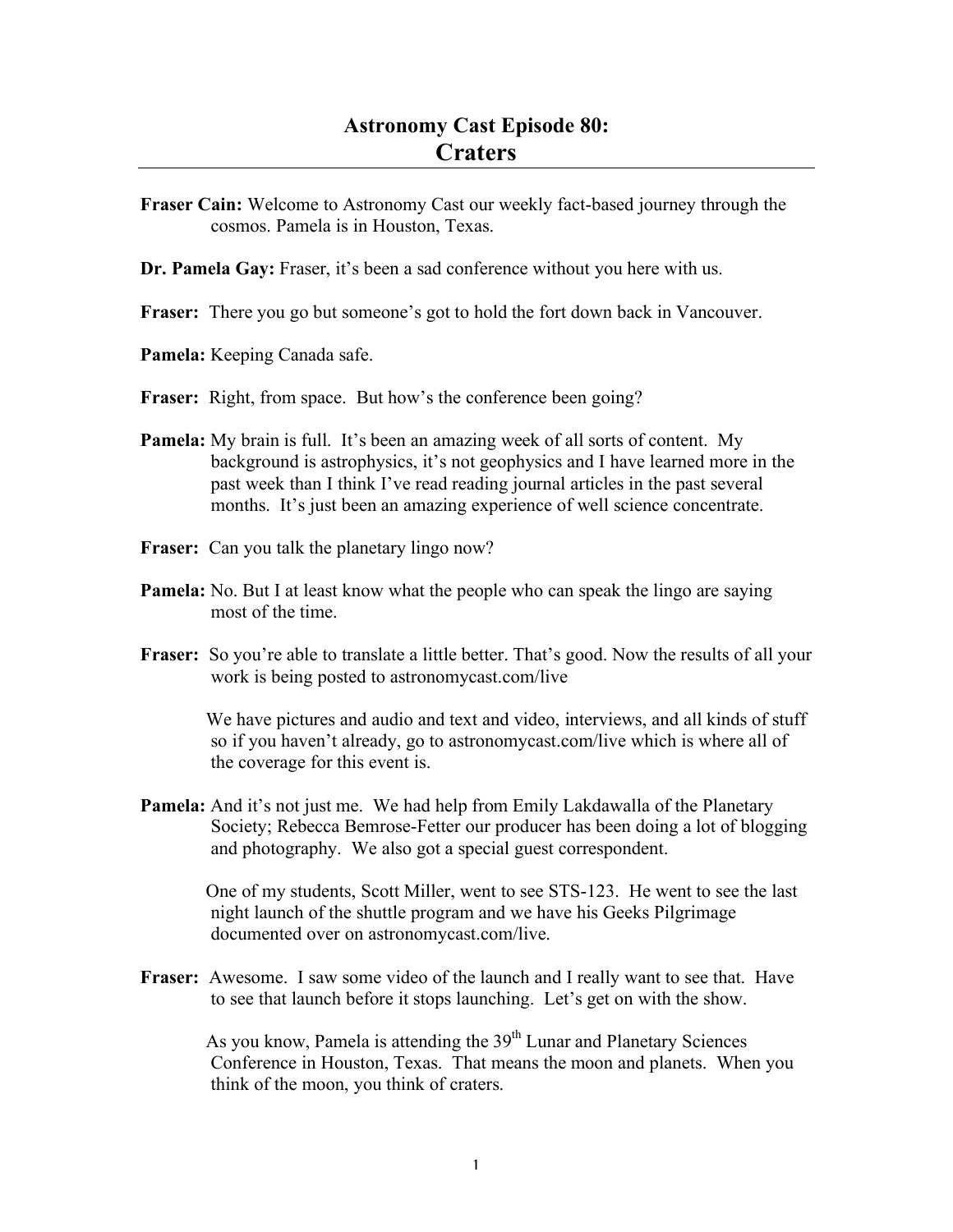# Astronomy Cast Episode 80:
## Craters

**Fraser Cain:** Welcome to Astronomy Cast our weekly fact-based journey through the cosmos. Pamela is in Houston, Texas.

**Dr. Pamela Gay:** Fraser, it's been a sad conference without you here with us.

**Fraser:** There you go but someone's got to hold the fort down back in Vancouver.

**Pamela:** Keeping Canada safe.

**Fraser:** Right, from space. But how's the conference been going?

**Pamela:** My brain is full. It's been an amazing week of all sorts of content. My background is astrophysics, it's not geophysics and I have learned more in the past week than I think I've read reading journal articles in the past several months. It's just been an amazing experience of well science concentrate.

**Fraser:** Can you talk the planetary lingo now?

**Pamela:** No. But I at least know what the people who can speak the lingo are saying most of the time.

**Fraser:** So you're able to translate a little better. That's good. Now the results of all your work is being posted to astronomycast.com/live

We have pictures and audio and text and video, interviews, and all kinds of stuff so if you haven't already, go to astronomycast.com/live which is where all of the coverage for this event is.

**Pamela:** And it's not just me. We had help from Emily Lakdawalla of the Planetary Society; Rebecca Bemrose-Fetter our producer has been doing a lot of blogging and photography. We also got a special guest correspondent.

One of my students, Scott Miller, went to see STS-123. He went to see the last night launch of the shuttle program and we have his Geeks Pilgrimage documented over on astronomycast.com/live.

**Fraser:** Awesome. I saw some video of the launch and I really want to see that. Have to see that launch before it stops launching. Let's get on with the show.

As you know, Pamela is attending the 39th Lunar and Planetary Sciences Conference in Houston, Texas. That means the moon and planets. When you think of the moon, you think of craters.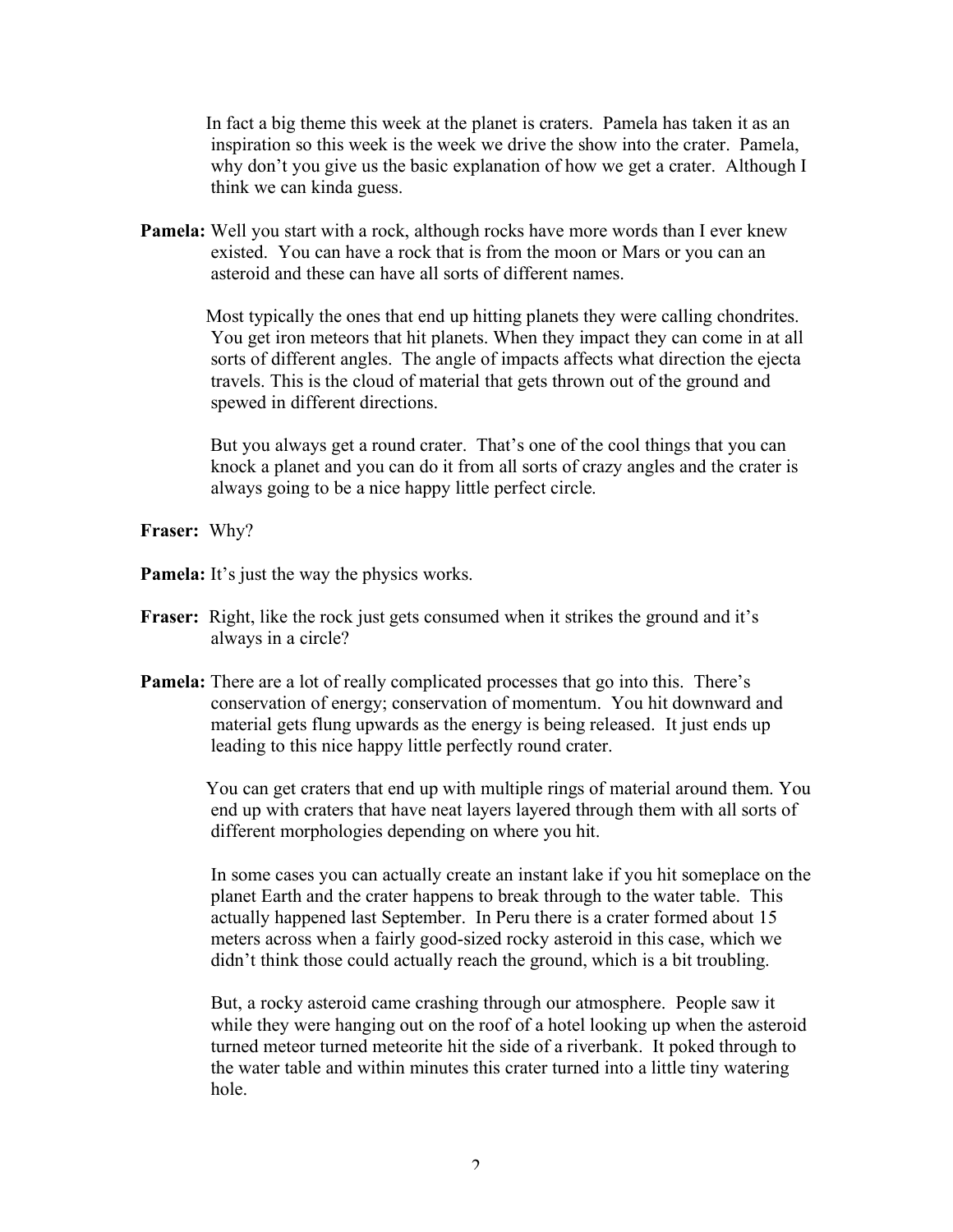In fact a big theme this week at the planet is craters. Pamela has taken it as an inspiration so this week is the week we drive the show into the crater. Pamela, why don't you give us the basic explanation of how we get a crater. Although I think we can kinda guess.

**Pamela:** Well you start with a rock, although rocks have more words than I ever knew existed. You can have a rock that is from the moon or Mars or you can an asteroid and these can have all sorts of different names.

Most typically the ones that end up hitting planets they were calling chondrites. You get iron meteors that hit planets. When they impact they can come in at all sorts of different angles. The angle of impacts affects what direction the ejecta travels. This is the cloud of material that gets thrown out of the ground and spewed in different directions.

But you always get a round crater. That's one of the cool things that you can knock a planet and you can do it from all sorts of crazy angles and the crater is always going to be a nice happy little perfect circle.

**Fraser:** Why?

**Pamela:** It's just the way the physics works.

**Fraser:** Right, like the rock just gets consumed when it strikes the ground and it's always in a circle?

**Pamela:** There are a lot of really complicated processes that go into this. There's conservation of energy; conservation of momentum. You hit downward and material gets flung upwards as the energy is being released. It just ends up leading to this nice happy little perfectly round crater.

You can get craters that end up with multiple rings of material around them. You end up with craters that have neat layers layered through them with all sorts of different morphologies depending on where you hit.

In some cases you can actually create an instant lake if you hit someplace on the planet Earth and the crater happens to break through to the water table. This actually happened last September. In Peru there is a crater formed about 15 meters across when a fairly good-sized rocky asteroid in this case, which we didn't think those could actually reach the ground, which is a bit troubling.

But, a rocky asteroid came crashing through our atmosphere. People saw it while they were hanging out on the roof of a hotel looking up when the asteroid turned meteor turned meteorite hit the side of a riverbank. It poked through to the water table and within minutes this crater turned into a little tiny watering hole.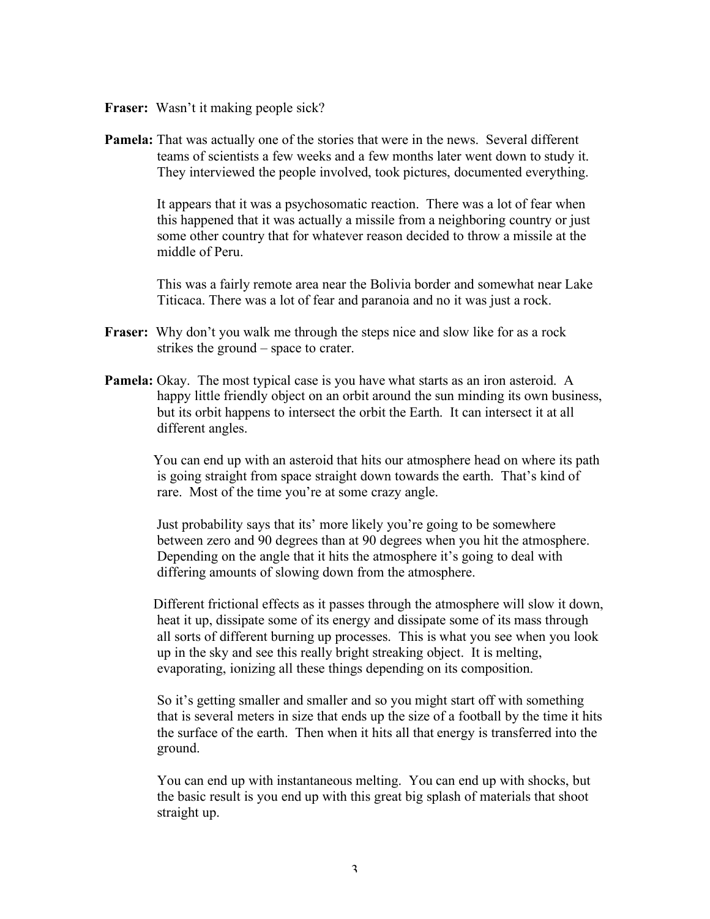**Fraser:** Wasn't it making people sick?

**Pamela:** That was actually one of the stories that were in the news. Several different teams of scientists a few weeks and a few months later went down to study it. They interviewed the people involved, took pictures, documented everything.

It appears that it was a psychosomatic reaction. There was a lot of fear when this happened that it was actually a missile from a neighboring country or just some other country that for whatever reason decided to throw a missile at the middle of Peru.

This was a fairly remote area near the Bolivia border and somewhat near Lake Titicaca. There was a lot of fear and paranoia and no it was just a rock.

**Fraser:** Why don't you walk me through the steps nice and slow like for as a rock strikes the ground – space to crater.

**Pamela:** Okay. The most typical case is you have what starts as an iron asteroid. A happy little friendly object on an orbit around the sun minding its own business, but its orbit happens to intersect the orbit the Earth. It can intersect it at all different angles.

You can end up with an asteroid that hits our atmosphere head on where its path is going straight from space straight down towards the earth. That's kind of rare. Most of the time you're at some crazy angle.

Just probability says that its' more likely you're going to be somewhere between zero and 90 degrees than at 90 degrees when you hit the atmosphere. Depending on the angle that it hits the atmosphere it's going to deal with differing amounts of slowing down from the atmosphere.

Different frictional effects as it passes through the atmosphere will slow it down, heat it up, dissipate some of its energy and dissipate some of its mass through all sorts of different burning up processes. This is what you see when you look up in the sky and see this really bright streaking object. It is melting, evaporating, ionizing all these things depending on its composition.

So it's getting smaller and smaller and so you might start off with something that is several meters in size that ends up the size of a football by the time it hits the surface of the earth. Then when it hits all that energy is transferred into the ground.

You can end up with instantaneous melting. You can end up with shocks, but the basic result is you end up with this great big splash of materials that shoot straight up.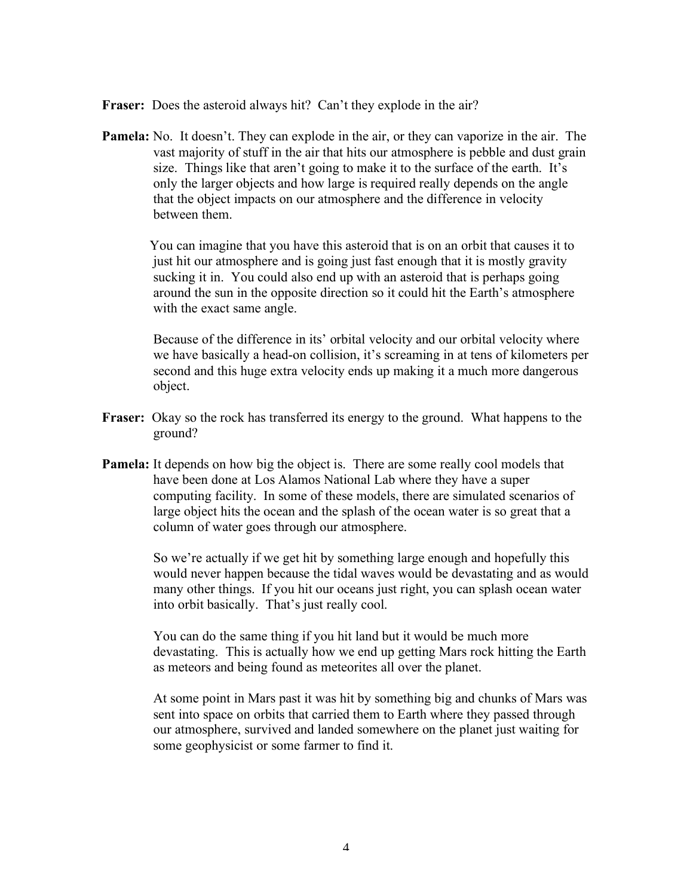**Fraser:** Does the asteroid always hit? Can't they explode in the air?

**Pamela:** No. It doesn't. They can explode in the air, or they can vaporize in the air. The vast majority of stuff in the air that hits our atmosphere is pebble and dust grain size. Things like that aren't going to make it to the surface of the earth. It's only the larger objects and how large is required really depends on the angle that the object impacts on our atmosphere and the difference in velocity between them.

You can imagine that you have this asteroid that is on an orbit that causes it to just hit our atmosphere and is going just fast enough that it is mostly gravity sucking it in. You could also end up with an asteroid that is perhaps going around the sun in the opposite direction so it could hit the Earth's atmosphere with the exact same angle.

Because of the difference in its' orbital velocity and our orbital velocity where we have basically a head-on collision, it's screaming in at tens of kilometers per second and this huge extra velocity ends up making it a much more dangerous object.

**Fraser:** Okay so the rock has transferred its energy to the ground. What happens to the ground?

**Pamela:** It depends on how big the object is. There are some really cool models that have been done at Los Alamos National Lab where they have a super computing facility. In some of these models, there are simulated scenarios of large object hits the ocean and the splash of the ocean water is so great that a column of water goes through our atmosphere.

So we're actually if we get hit by something large enough and hopefully this would never happen because the tidal waves would be devastating and as would many other things. If you hit our oceans just right, you can splash ocean water into orbit basically. That's just really cool.

You can do the same thing if you hit land but it would be much more devastating. This is actually how we end up getting Mars rock hitting the Earth as meteors and being found as meteorites all over the planet.

At some point in Mars past it was hit by something big and chunks of Mars was sent into space on orbits that carried them to Earth where they passed through our atmosphere, survived and landed somewhere on the planet just waiting for some geophysicist or some farmer to find it.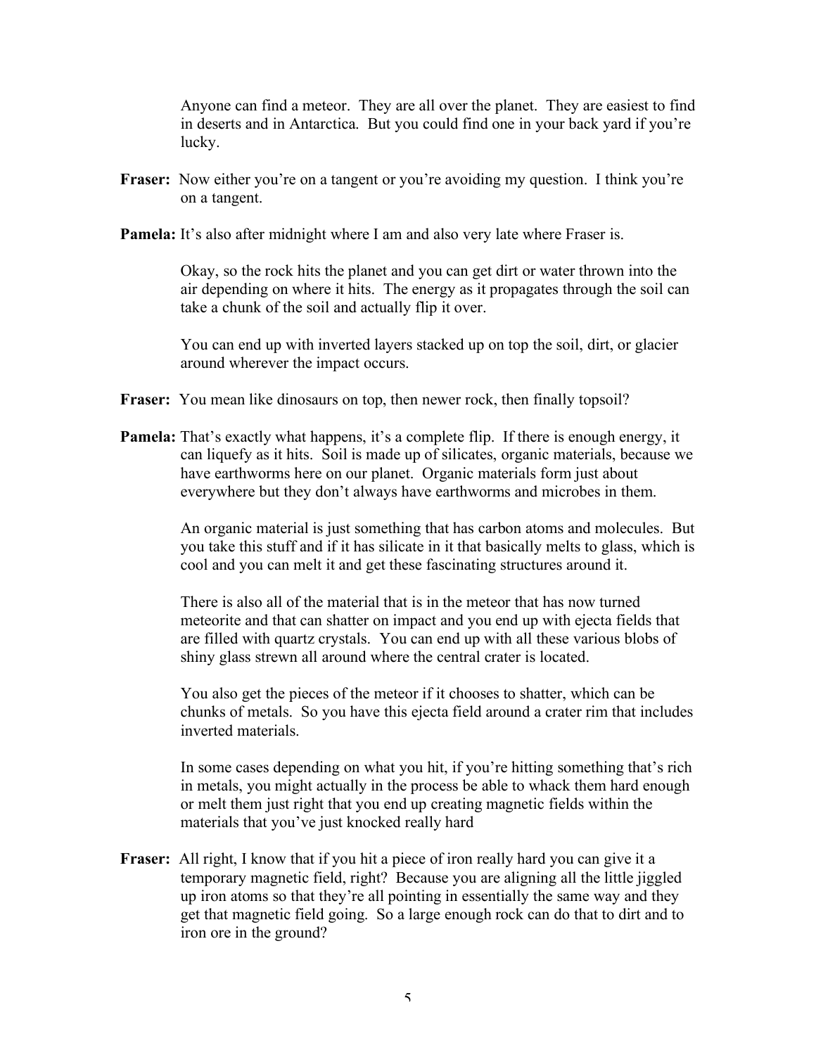Anyone can find a meteor. They are all over the planet. They are easiest to find in deserts and in Antarctica. But you could find one in your back yard if you're lucky.

**Fraser:** Now either you're on a tangent or you're avoiding my question. I think you're on a tangent.

**Pamela:** It's also after midnight where I am and also very late where Fraser is.

Okay, so the rock hits the planet and you can get dirt or water thrown into the air depending on where it hits. The energy as it propagates through the soil can take a chunk of the soil and actually flip it over.

You can end up with inverted layers stacked up on top the soil, dirt, or glacier around wherever the impact occurs.

**Fraser:** You mean like dinosaurs on top, then newer rock, then finally topsoil?

**Pamela:** That's exactly what happens, it's a complete flip. If there is enough energy, it can liquefy as it hits. Soil is made up of silicates, organic materials, because we have earthworms here on our planet. Organic materials form just about everywhere but they don't always have earthworms and microbes in them.

An organic material is just something that has carbon atoms and molecules. But you take this stuff and if it has silicate in it that basically melts to glass, which is cool and you can melt it and get these fascinating structures around it.

There is also all of the material that is in the meteor that has now turned meteorite and that can shatter on impact and you end up with ejecta fields that are filled with quartz crystals. You can end up with all these various blobs of shiny glass strewn all around where the central crater is located.

You also get the pieces of the meteor if it chooses to shatter, which can be chunks of metals. So you have this ejecta field around a crater rim that includes inverted materials.

In some cases depending on what you hit, if you're hitting something that's rich in metals, you might actually in the process be able to whack them hard enough or melt them just right that you end up creating magnetic fields within the materials that you've just knocked really hard

**Fraser:** All right, I know that if you hit a piece of iron really hard you can give it a temporary magnetic field, right? Because you are aligning all the little jiggled up iron atoms so that they're all pointing in essentially the same way and they get that magnetic field going. So a large enough rock can do that to dirt and to iron ore in the ground?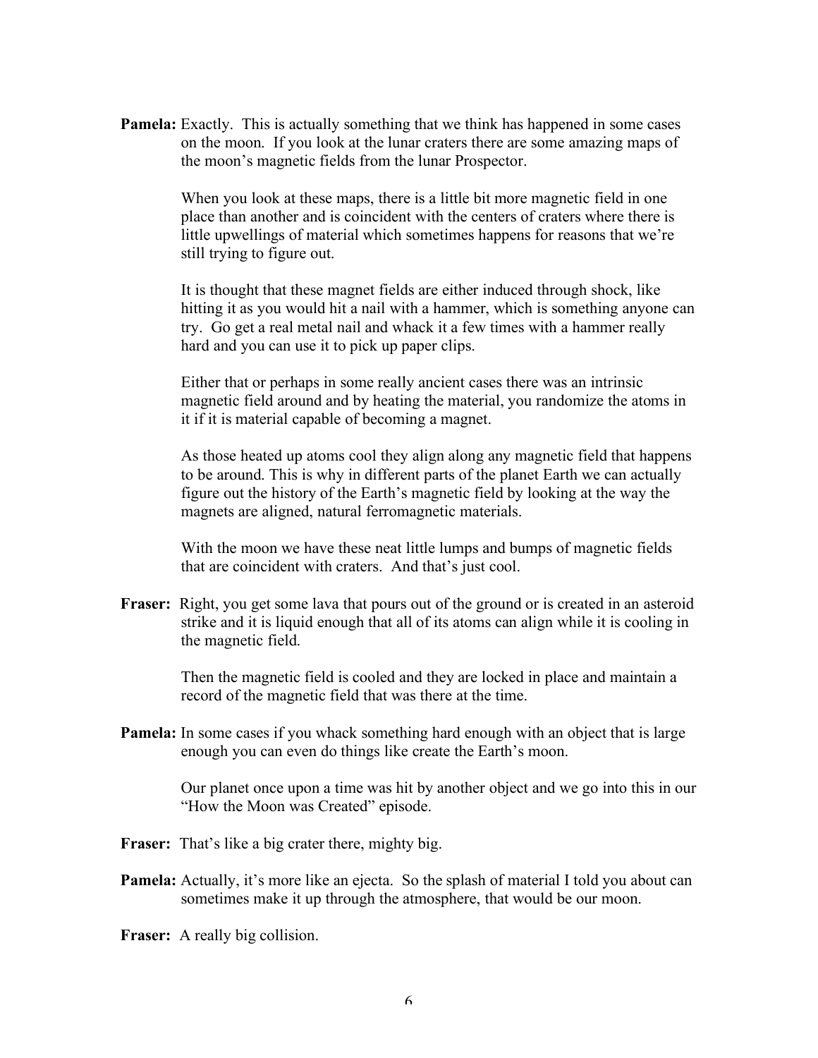**Pamela:** Exactly. This is actually something that we think has happened in some cases on the moon. If you look at the lunar craters there are some amazing maps of the moon's magnetic fields from the lunar Prospector.

When you look at these maps, there is a little bit more magnetic field in one place than another and is coincident with the centers of craters where there is little upwellings of material which sometimes happens for reasons that we're still trying to figure out.

It is thought that these magnet fields are either induced through shock, like hitting it as you would hit a nail with a hammer, which is something anyone can try. Go get a real metal nail and whack it a few times with a hammer really hard and you can use it to pick up paper clips.

Either that or perhaps in some really ancient cases there was an intrinsic magnetic field around and by heating the material, you randomize the atoms in it if it is material capable of becoming a magnet.

As those heated up atoms cool they align along any magnetic field that happens to be around. This is why in different parts of the planet Earth we can actually figure out the history of the Earth's magnetic field by looking at the way the magnets are aligned, natural ferromagnetic materials.

With the moon we have these neat little lumps and bumps of magnetic fields that are coincident with craters. And that's just cool.

**Fraser:** Right, you get some lava that pours out of the ground or is created in an asteroid strike and it is liquid enough that all of its atoms can align while it is cooling in the magnetic field.

Then the magnetic field is cooled and they are locked in place and maintain a record of the magnetic field that was there at the time.

**Pamela:** In some cases if you whack something hard enough with an object that is large enough you can even do things like create the Earth's moon.

Our planet once upon a time was hit by another object and we go into this in our "How the Moon was Created" episode.

**Fraser:** That's like a big crater there, mighty big.

**Pamela:** Actually, it's more like an ejecta. So the splash of material I told you about can sometimes make it up through the atmosphere, that would be our moon.

**Fraser:** A really big collision.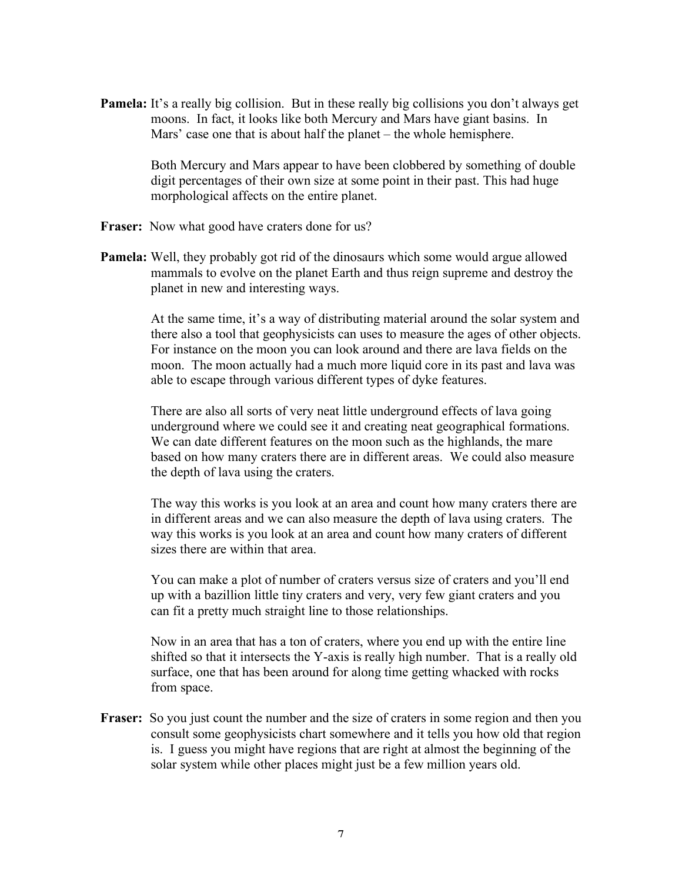**Pamela:** It's a really big collision. But in these really big collisions you don't always get moons. In fact, it looks like both Mercury and Mars have giant basins. In Mars' case one that is about half the planet – the whole hemisphere.

Both Mercury and Mars appear to have been clobbered by something of double digit percentages of their own size at some point in their past. This had huge morphological affects on the entire planet.

**Fraser:** Now what good have craters done for us?

**Pamela:** Well, they probably got rid of the dinosaurs which some would argue allowed mammals to evolve on the planet Earth and thus reign supreme and destroy the planet in new and interesting ways.

At the same time, it's a way of distributing material around the solar system and there also a tool that geophysicists can uses to measure the ages of other objects. For instance on the moon you can look around and there are lava fields on the moon. The moon actually had a much more liquid core in its past and lava was able to escape through various different types of dyke features.

There are also all sorts of very neat little underground effects of lava going underground where we could see it and creating neat geographical formations. We can date different features on the moon such as the highlands, the mare based on how many craters there are in different areas. We could also measure the depth of lava using the craters.

The way this works is you look at an area and count how many craters there are in different areas and we can also measure the depth of lava using craters. The way this works is you look at an area and count how many craters of different sizes there are within that area.

You can make a plot of number of craters versus size of craters and you'll end up with a bazillion little tiny craters and very, very few giant craters and you can fit a pretty much straight line to those relationships.

Now in an area that has a ton of craters, where you end up with the entire line shifted so that it intersects the Y-axis is really high number. That is a really old surface, one that has been around for along time getting whacked with rocks from space.

**Fraser:** So you just count the number and the size of craters in some region and then you consult some geophysicists chart somewhere and it tells you how old that region is. I guess you might have regions that are right at almost the beginning of the solar system while other places might just be a few million years old.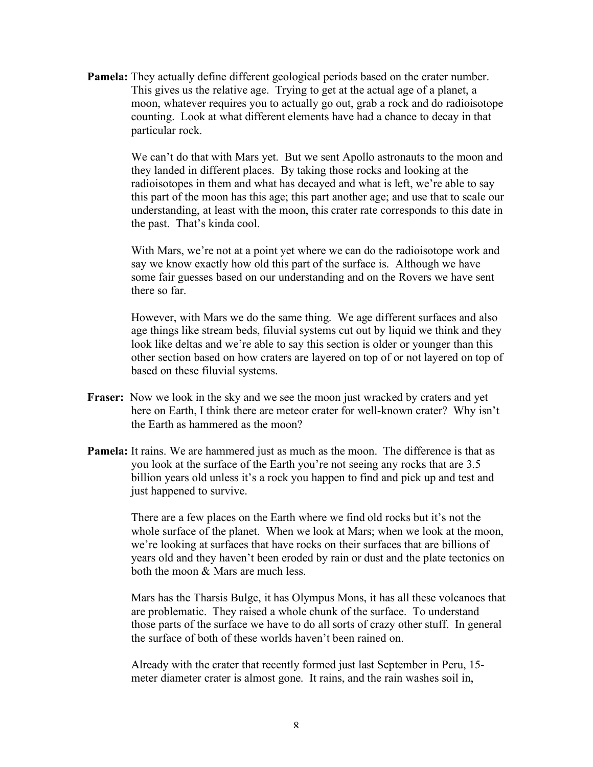**Pamela:** They actually define different geological periods based on the crater number. This gives us the relative age. Trying to get at the actual age of a planet, a moon, whatever requires you to actually go out, grab a rock and do radioisotope counting. Look at what different elements have had a chance to decay in that particular rock.

We can't do that with Mars yet. But we sent Apollo astronauts to the moon and they landed in different places. By taking those rocks and looking at the radioisotopes in them and what has decayed and what is left, we're able to say this part of the moon has this age; this part another age; and use that to scale our understanding, at least with the moon, this crater rate corresponds to this date in the past. That's kinda cool.

With Mars, we're not at a point yet where we can do the radioisotope work and say we know exactly how old this part of the surface is. Although we have some fair guesses based on our understanding and on the Rovers we have sent there so far.

However, with Mars we do the same thing. We age different surfaces and also age things like stream beds, filuvial systems cut out by liquid we think and they look like deltas and we're able to say this section is older or younger than this other section based on how craters are layered on top of or not layered on top of based on these filuvial systems.

**Fraser:** Now we look in the sky and we see the moon just wracked by craters and yet here on Earth, I think there are meteor crater for well-known crater? Why isn't the Earth as hammered as the moon?

**Pamela:** It rains. We are hammered just as much as the moon. The difference is that as you look at the surface of the Earth you're not seeing any rocks that are 3.5 billion years old unless it's a rock you happen to find and pick up and test and just happened to survive.

There are a few places on the Earth where we find old rocks but it's not the whole surface of the planet. When we look at Mars; when we look at the moon, we're looking at surfaces that have rocks on their surfaces that are billions of years old and they haven't been eroded by rain or dust and the plate tectonics on both the moon & Mars are much less.

Mars has the Tharsis Bulge, it has Olympus Mons, it has all these volcanoes that are problematic. They raised a whole chunk of the surface. To understand those parts of the surface we have to do all sorts of crazy other stuff. In general the surface of both of these worlds haven't been rained on.

Already with the crater that recently formed just last September in Peru, 15-meter diameter crater is almost gone. It rains, and the rain washes soil in,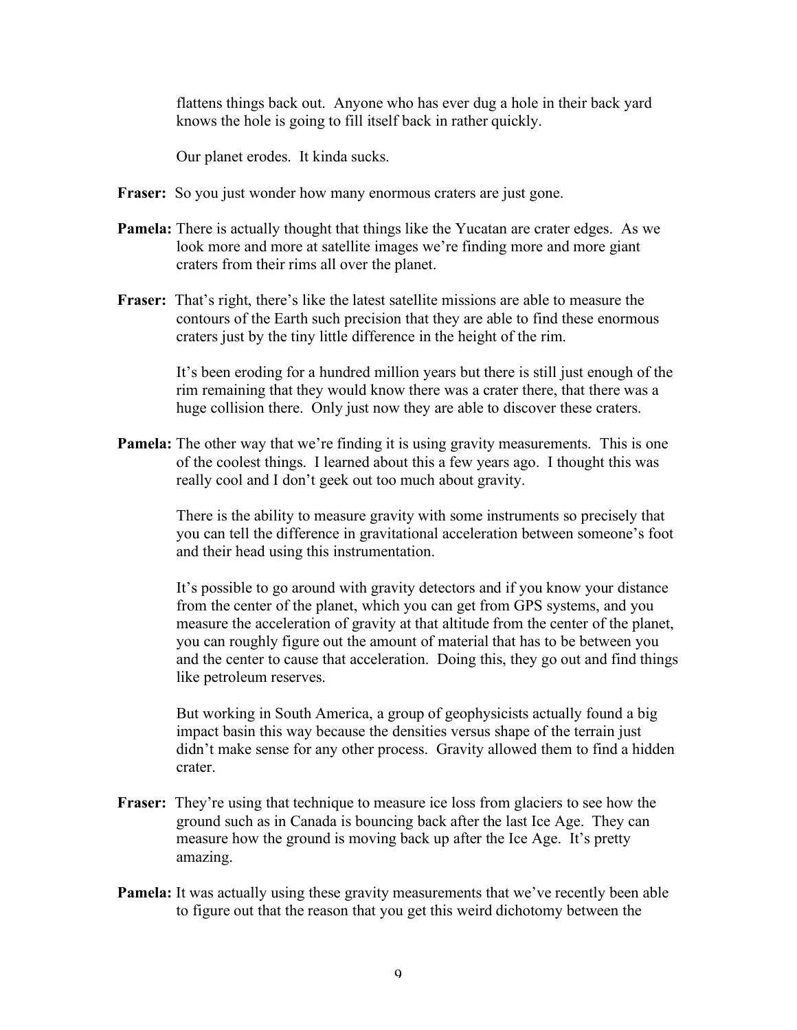flattens things back out. Anyone who has ever dug a hole in their back yard knows the hole is going to fill itself back in rather quickly.

Our planet erodes. It kinda sucks.

**Fraser:** So you just wonder how many enormous craters are just gone.

**Pamela:** There is actually thought that things like the Yucatan are crater edges. As we look more and more at satellite images we're finding more and more giant craters from their rims all over the planet.

**Fraser:** That's right, there's like the latest satellite missions are able to measure the contours of the Earth such precision that they are able to find these enormous craters just by the tiny little difference in the height of the rim.

It's been eroding for a hundred million years but there is still just enough of the rim remaining that they would know there was a crater there, that there was a huge collision there. Only just now they are able to discover these craters.

**Pamela:** The other way that we're finding it is using gravity measurements. This is one of the coolest things. I learned about this a few years ago. I thought this was really cool and I don't geek out too much about gravity.

There is the ability to measure gravity with some instruments so precisely that you can tell the difference in gravitational acceleration between someone's foot and their head using this instrumentation.

It's possible to go around with gravity detectors and if you know your distance from the center of the planet, which you can get from GPS systems, and you measure the acceleration of gravity at that altitude from the center of the planet, you can roughly figure out the amount of material that has to be between you and the center to cause that acceleration. Doing this, they go out and find things like petroleum reserves.

But working in South America, a group of geophysicists actually found a big impact basin this way because the densities versus shape of the terrain just didn't make sense for any other process. Gravity allowed them to find a hidden crater.

**Fraser:** They're using that technique to measure ice loss from glaciers to see how the ground such as in Canada is bouncing back after the last Ice Age. They can measure how the ground is moving back up after the Ice Age. It's pretty amazing.

**Pamela:** It was actually using these gravity measurements that we've recently been able to figure out that the reason that you get this weird dichotomy between the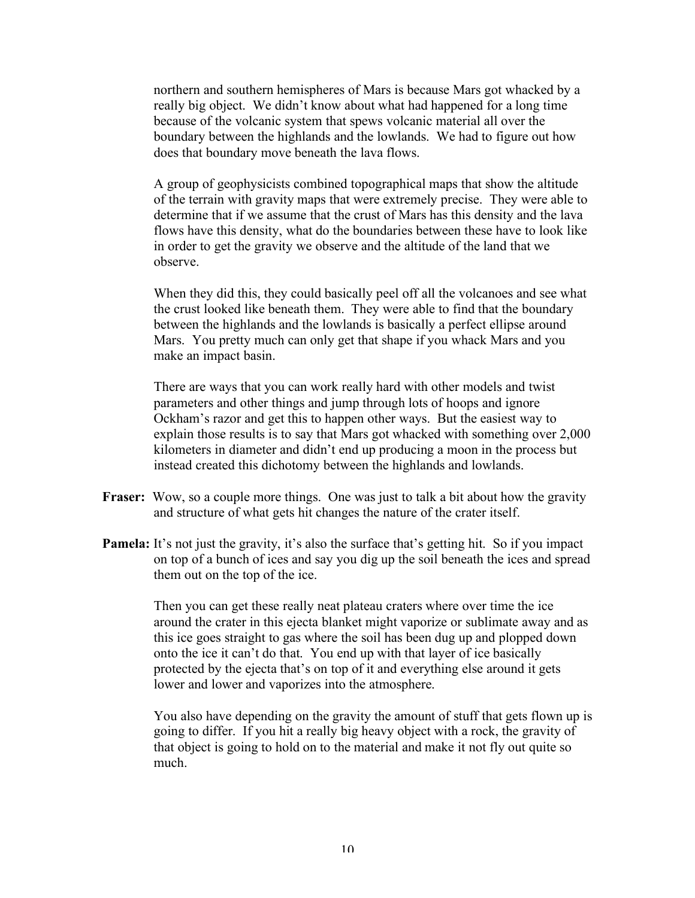northern and southern hemispheres of Mars is because Mars got whacked by a really big object. We didn't know about what had happened for a long time because of the volcanic system that spews volcanic material all over the boundary between the highlands and the lowlands. We had to figure out how does that boundary move beneath the lava flows.

A group of geophysicists combined topographical maps that show the altitude of the terrain with gravity maps that were extremely precise. They were able to determine that if we assume that the crust of Mars has this density and the lava flows have this density, what do the boundaries between these have to look like in order to get the gravity we observe and the altitude of the land that we observe.

When they did this, they could basically peel off all the volcanoes and see what the crust looked like beneath them. They were able to find that the boundary between the highlands and the lowlands is basically a perfect ellipse around Mars. You pretty much can only get that shape if you whack Mars and you make an impact basin.

There are ways that you can work really hard with other models and twist parameters and other things and jump through lots of hoops and ignore Ockham's razor and get this to happen other ways. But the easiest way to explain those results is to say that Mars got whacked with something over 2,000 kilometers in diameter and didn't end up producing a moon in the process but instead created this dichotomy between the highlands and lowlands.

**Fraser:** Wow, so a couple more things. One was just to talk a bit about how the gravity and structure of what gets hit changes the nature of the crater itself.

**Pamela:** It's not just the gravity, it's also the surface that's getting hit. So if you impact on top of a bunch of ices and say you dig up the soil beneath the ices and spread them out on the top of the ice.

Then you can get these really neat plateau craters where over time the ice around the crater in this ejecta blanket might vaporize or sublimate away and as this ice goes straight to gas where the soil has been dug up and plopped down onto the ice it can't do that. You end up with that layer of ice basically protected by the ejecta that's on top of it and everything else around it gets lower and lower and vaporizes into the atmosphere.

You also have depending on the gravity the amount of stuff that gets flown up is going to differ. If you hit a really big heavy object with a rock, the gravity of that object is going to hold on to the material and make it not fly out quite so much.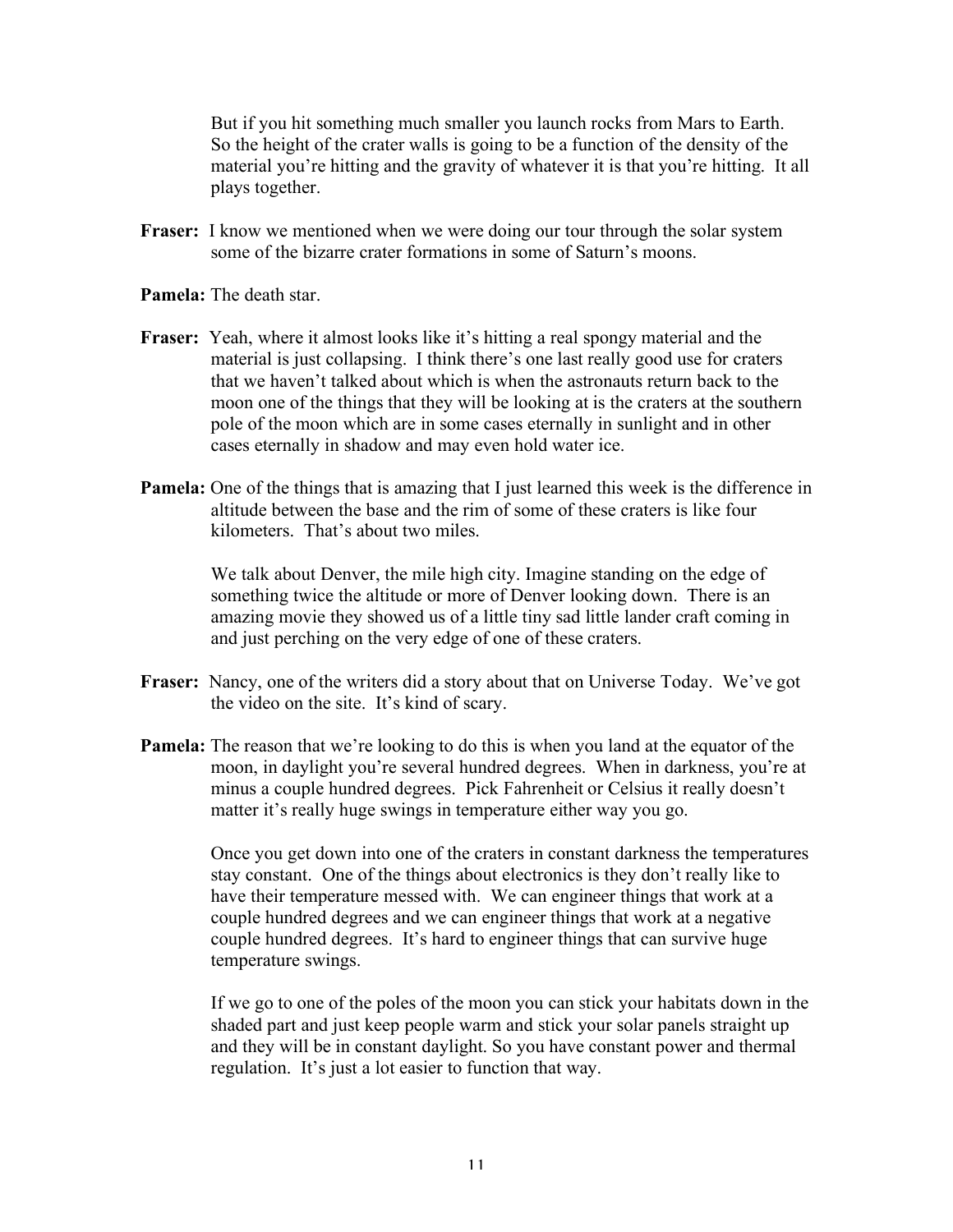But if you hit something much smaller you launch rocks from Mars to Earth. So the height of the crater walls is going to be a function of the density of the material you're hitting and the gravity of whatever it is that you're hitting. It all plays together.

**Fraser:** I know we mentioned when we were doing our tour through the solar system some of the bizarre crater formations in some of Saturn's moons.

**Pamela:** The death star.

**Fraser:** Yeah, where it almost looks like it's hitting a real spongy material and the material is just collapsing. I think there's one last really good use for craters that we haven't talked about which is when the astronauts return back to the moon one of the things that they will be looking at is the craters at the southern pole of the moon which are in some cases eternally in sunlight and in other cases eternally in shadow and may even hold water ice.

**Pamela:** One of the things that is amazing that I just learned this week is the difference in altitude between the base and the rim of some of these craters is like four kilometers. That's about two miles.

We talk about Denver, the mile high city. Imagine standing on the edge of something twice the altitude or more of Denver looking down. There is an amazing movie they showed us of a little tiny sad little lander craft coming in and just perching on the very edge of one of these craters.

**Fraser:** Nancy, one of the writers did a story about that on Universe Today. We've got the video on the site. It's kind of scary.

**Pamela:** The reason that we're looking to do this is when you land at the equator of the moon, in daylight you're several hundred degrees. When in darkness, you're at minus a couple hundred degrees. Pick Fahrenheit or Celsius it really doesn't matter it's really huge swings in temperature either way you go.

Once you get down into one of the craters in constant darkness the temperatures stay constant. One of the things about electronics is they don't really like to have their temperature messed with. We can engineer things that work at a couple hundred degrees and we can engineer things that work at a negative couple hundred degrees. It's hard to engineer things that can survive huge temperature swings.

If we go to one of the poles of the moon you can stick your habitats down in the shaded part and just keep people warm and stick your solar panels straight up and they will be in constant daylight. So you have constant power and thermal regulation. It's just a lot easier to function that way.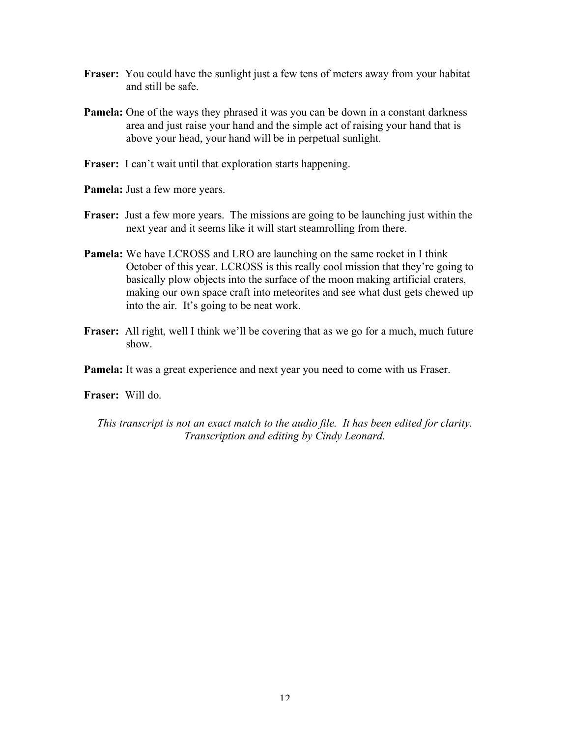**Fraser:** You could have the sunlight just a few tens of meters away from your habitat and still be safe.

**Pamela:** One of the ways they phrased it was you can be down in a constant darkness area and just raise your hand and the simple act of raising your hand that is above your head, your hand will be in perpetual sunlight.

**Fraser:** I can't wait until that exploration starts happening.

**Pamela:** Just a few more years.

**Fraser:** Just a few more years. The missions are going to be launching just within the next year and it seems like it will start steamrolling from there.

**Pamela:** We have LCROSS and LRO are launching on the same rocket in I think October of this year. LCROSS is this really cool mission that they're going to basically plow objects into the surface of the moon making artificial craters, making our own space craft into meteorites and see what dust gets chewed up into the air. It's going to be neat work.

**Fraser:** All right, well I think we'll be covering that as we go for a much, much future show.

**Pamela:** It was a great experience and next year you need to come with us Fraser.

**Fraser:** Will do.

*This transcript is not an exact match to the audio file. It has been edited for clarity. Transcription and editing by Cindy Leonard.*